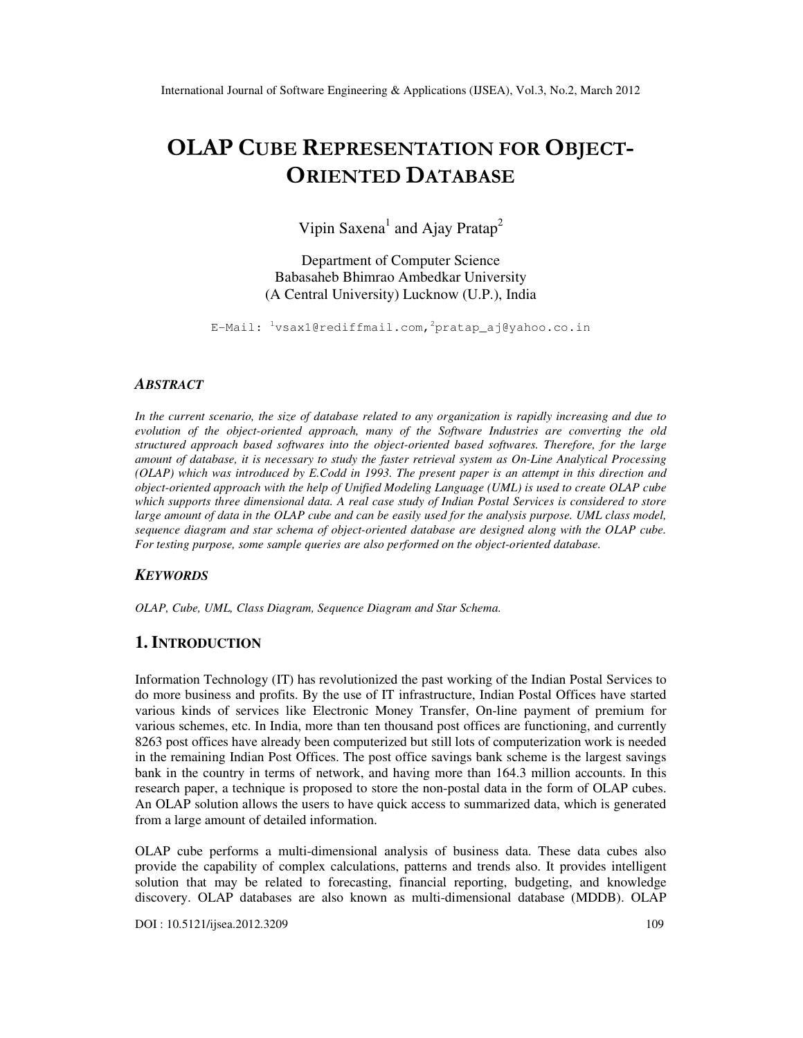# OLAP CUBE REPRESENTATION FOR OBJECT-ORIENTED DATABASE

Vipin Saxena[1] and Ajay Pratap[2]

Department of Computer Science
Babasaheb Bhimrao Ambedkar University
(A Central University) Lucknow (U.P.), India

E-Mail: [1]vsax1@rediffmail.com,[2]pratap_aj@yahoo.co.in

### ABSTRACT

*In the current scenario, the size of database related to any organization is rapidly increasing and due to evolution of the object-oriented approach, many of the Software Industries are converting the old structured approach based softwares into the object-oriented based softwares. Therefore, for the large amount of database, it is necessary to study the faster retrieval system as On-Line Analytical Processing (OLAP) which was introduced by E.Codd in 1993. The present paper is an attempt in this direction and object-oriented approach with the help of Unified Modeling Language (UML) is used to create OLAP cube which supports three dimensional data. A real case study of Indian Postal Services is considered to store large amount of data in the OLAP cube and can be easily used for the analysis purpose. UML class model, sequence diagram and star schema of object-oriented database are designed along with the OLAP cube. For testing purpose, some sample queries are also performed on the object-oriented database.*

### KEYWORDS

*OLAP, Cube, UML, Class Diagram, Sequence Diagram and Star Schema.*

## 1. INTRODUCTION

Information Technology (IT) has revolutionized the past working of the Indian Postal Services to do more business and profits. By the use of IT infrastructure, Indian Postal Offices have started various kinds of services like Electronic Money Transfer, On-line payment of premium for various schemes, etc. In India, more than ten thousand post offices are functioning, and currently 8263 post offices have already been computerized but still lots of computerization work is needed in the remaining Indian Post Offices. The post office savings bank scheme is the largest savings bank in the country in terms of network, and having more than 164.3 million accounts. In this research paper, a technique is proposed to store the non-postal data in the form of OLAP cubes. An OLAP solution allows the users to have quick access to summarized data, which is generated from a large amount of detailed information.

OLAP cube performs a multi-dimensional analysis of business data. These data cubes also provide the capability of complex calculations, patterns and trends also. It provides intelligent solution that may be related to forecasting, financial reporting, budgeting, and knowledge discovery. OLAP databases are also known as multi-dimensional database (MDDB). OLAP

DOI : 10.5121/ijsea.2012.3209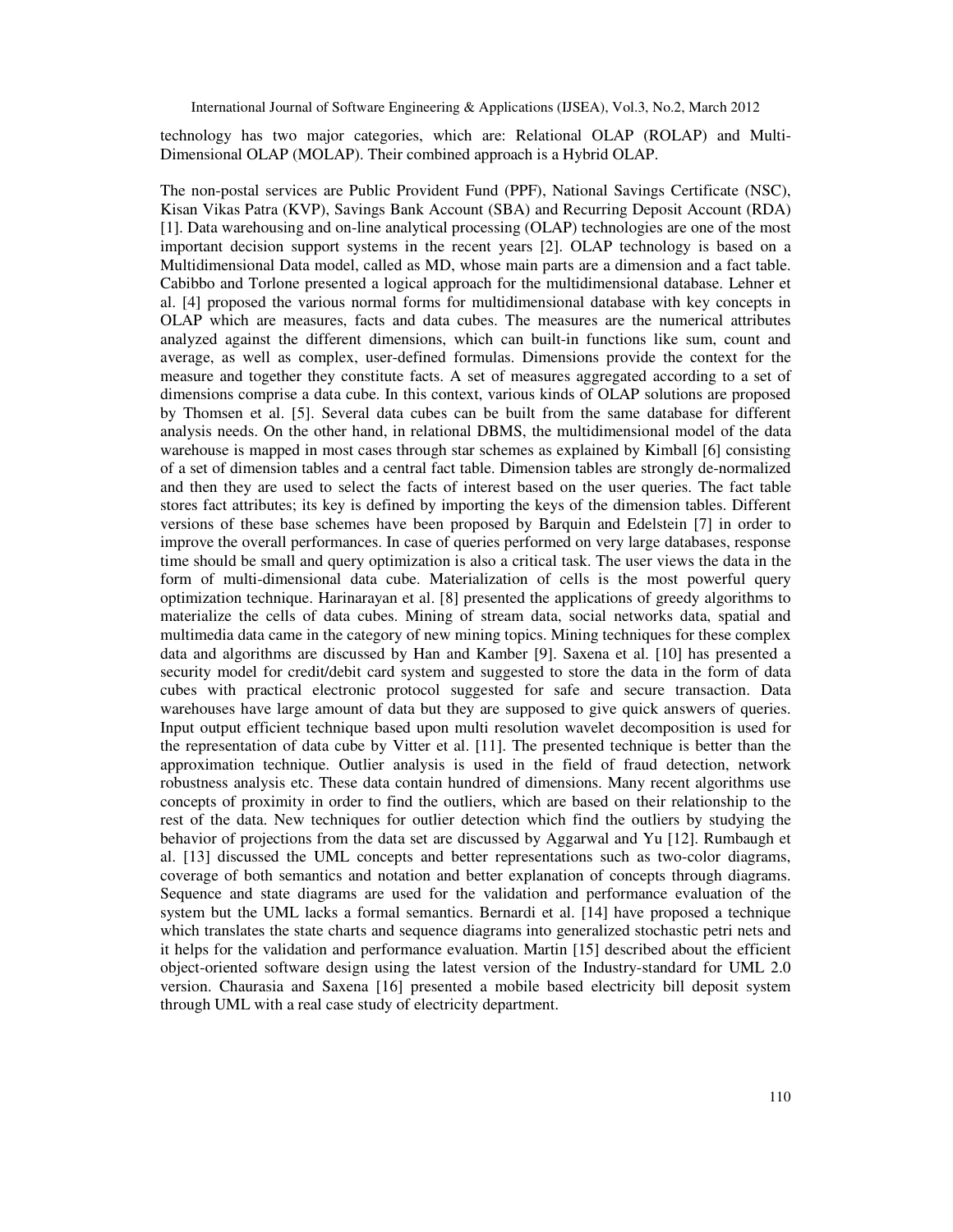technology has two major categories, which are: Relational OLAP (ROLAP) and Multi-Dimensional OLAP (MOLAP). Their combined approach is a Hybrid OLAP.

The non-postal services are Public Provident Fund (PPF), National Savings Certificate (NSC), Kisan Vikas Patra (KVP), Savings Bank Account (SBA) and Recurring Deposit Account (RDA) [1]. Data warehousing and on-line analytical processing (OLAP) technologies are one of the most important decision support systems in the recent years [2]. OLAP technology is based on a Multidimensional Data model, called as MD, whose main parts are a dimension and a fact table. Cabibbo and Torlone presented a logical approach for the multidimensional database. Lehner et al. [4] proposed the various normal forms for multidimensional database with key concepts in OLAP which are measures, facts and data cubes. The measures are the numerical attributes analyzed against the different dimensions, which can built-in functions like sum, count and average, as well as complex, user-defined formulas. Dimensions provide the context for the measure and together they constitute facts. A set of measures aggregated according to a set of dimensions comprise a data cube. In this context, various kinds of OLAP solutions are proposed by Thomsen et al. [5]. Several data cubes can be built from the same database for different analysis needs. On the other hand, in relational DBMS, the multidimensional model of the data warehouse is mapped in most cases through star schemes as explained by Kimball [6] consisting of a set of dimension tables and a central fact table. Dimension tables are strongly de-normalized and then they are used to select the facts of interest based on the user queries. The fact table stores fact attributes; its key is defined by importing the keys of the dimension tables. Different versions of these base schemes have been proposed by Barquin and Edelstein [7] in order to improve the overall performances. In case of queries performed on very large databases, response time should be small and query optimization is also a critical task. The user views the data in the form of multi-dimensional data cube. Materialization of cells is the most powerful query optimization technique. Harinarayan et al. [8] presented the applications of greedy algorithms to materialize the cells of data cubes. Mining of stream data, social networks data, spatial and multimedia data came in the category of new mining topics. Mining techniques for these complex data and algorithms are discussed by Han and Kamber [9]. Saxena et al. [10] has presented a security model for credit/debit card system and suggested to store the data in the form of data cubes with practical electronic protocol suggested for safe and secure transaction. Data warehouses have large amount of data but they are supposed to give quick answers of queries. Input output efficient technique based upon multi resolution wavelet decomposition is used for the representation of data cube by Vitter et al. [11]. The presented technique is better than the approximation technique. Outlier analysis is used in the field of fraud detection, network robustness analysis etc. These data contain hundred of dimensions. Many recent algorithms use concepts of proximity in order to find the outliers, which are based on their relationship to the rest of the data. New techniques for outlier detection which find the outliers by studying the behavior of projections from the data set are discussed by Aggarwal and Yu [12]. Rumbaugh et al. [13] discussed the UML concepts and better representations such as two-color diagrams, coverage of both semantics and notation and better explanation of concepts through diagrams. Sequence and state diagrams are used for the validation and performance evaluation of the system but the UML lacks a formal semantics. Bernardi et al. [14] have proposed a technique which translates the state charts and sequence diagrams into generalized stochastic petri nets and it helps for the validation and performance evaluation. Martin [15] described about the efficient object-oriented software design using the latest version of the Industry-standard for UML 2.0 version. Chaurasia and Saxena [16] presented a mobile based electricity bill deposit system through UML with a real case study of electricity department.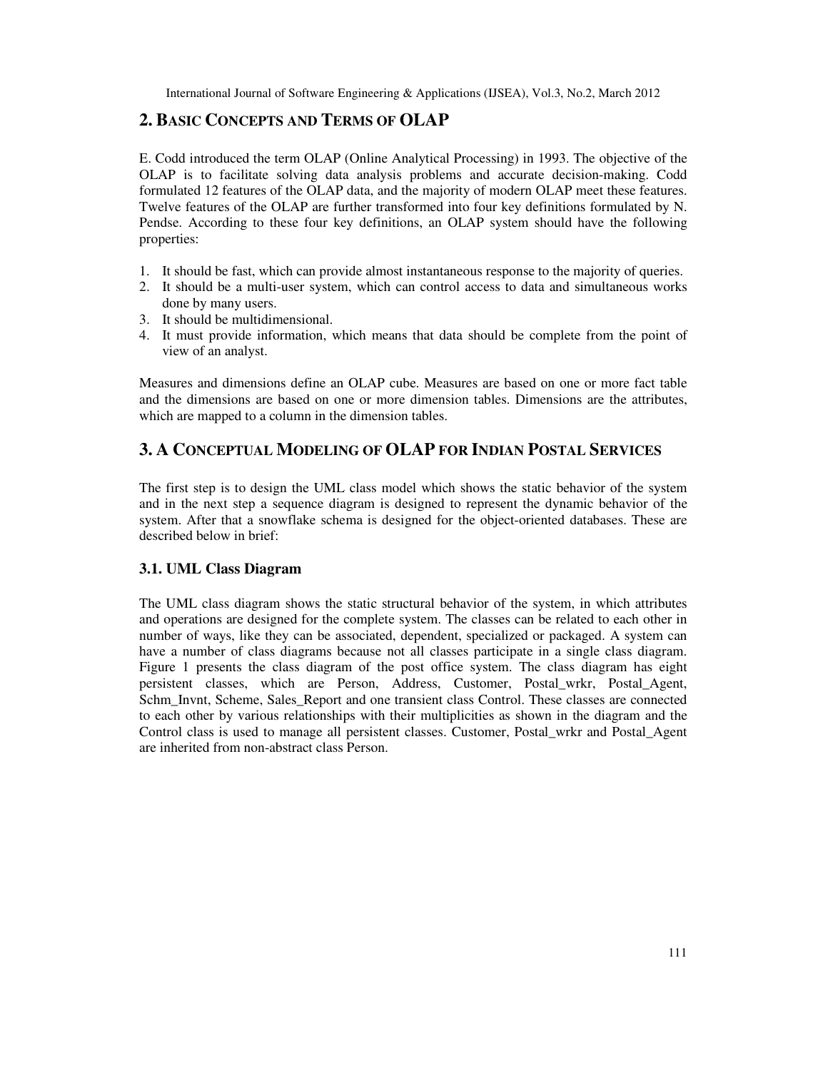## 2. Basic Concepts and Terms of OLAP

E. Codd introduced the term OLAP (Online Analytical Processing) in 1993. The objective of the OLAP is to facilitate solving data analysis problems and accurate decision-making. Codd formulated 12 features of the OLAP data, and the majority of modern OLAP meet these features. Twelve features of the OLAP are further transformed into four key definitions formulated by N. Pendse. According to these four key definitions, an OLAP system should have the following properties:

1. It should be fast, which can provide almost instantaneous response to the majority of queries.
2. It should be a multi-user system, which can control access to data and simultaneous works done by many users.
3. It should be multidimensional.
4. It must provide information, which means that data should be complete from the point of view of an analyst.

Measures and dimensions define an OLAP cube. Measures are based on one or more fact table and the dimensions are based on one or more dimension tables. Dimensions are the attributes, which are mapped to a column in the dimension tables.

## 3. A Conceptual Modeling of OLAP for Indian Postal Services

The first step is to design the UML class model which shows the static behavior of the system and in the next step a sequence diagram is designed to represent the dynamic behavior of the system. After that a snowflake schema is designed for the object-oriented databases. These are described below in brief:

### 3.1. UML Class Diagram

The UML class diagram shows the static structural behavior of the system, in which attributes and operations are designed for the complete system. The classes can be related to each other in number of ways, like they can be associated, dependent, specialized or packaged. A system can have a number of class diagrams because not all classes participate in a single class diagram. Figure 1 presents the class diagram of the post office system. The class diagram has eight persistent classes, which are Person, Address, Customer, Postal_wrkr, Postal_Agent, Schm_Invnt, Scheme, Sales_Report and one transient class Control. These classes are connected to each other by various relationships with their multiplicities as shown in the diagram and the Control class is used to manage all persistent classes. Customer, Postal_wrkr and Postal_Agent are inherited from non-abstract class Person.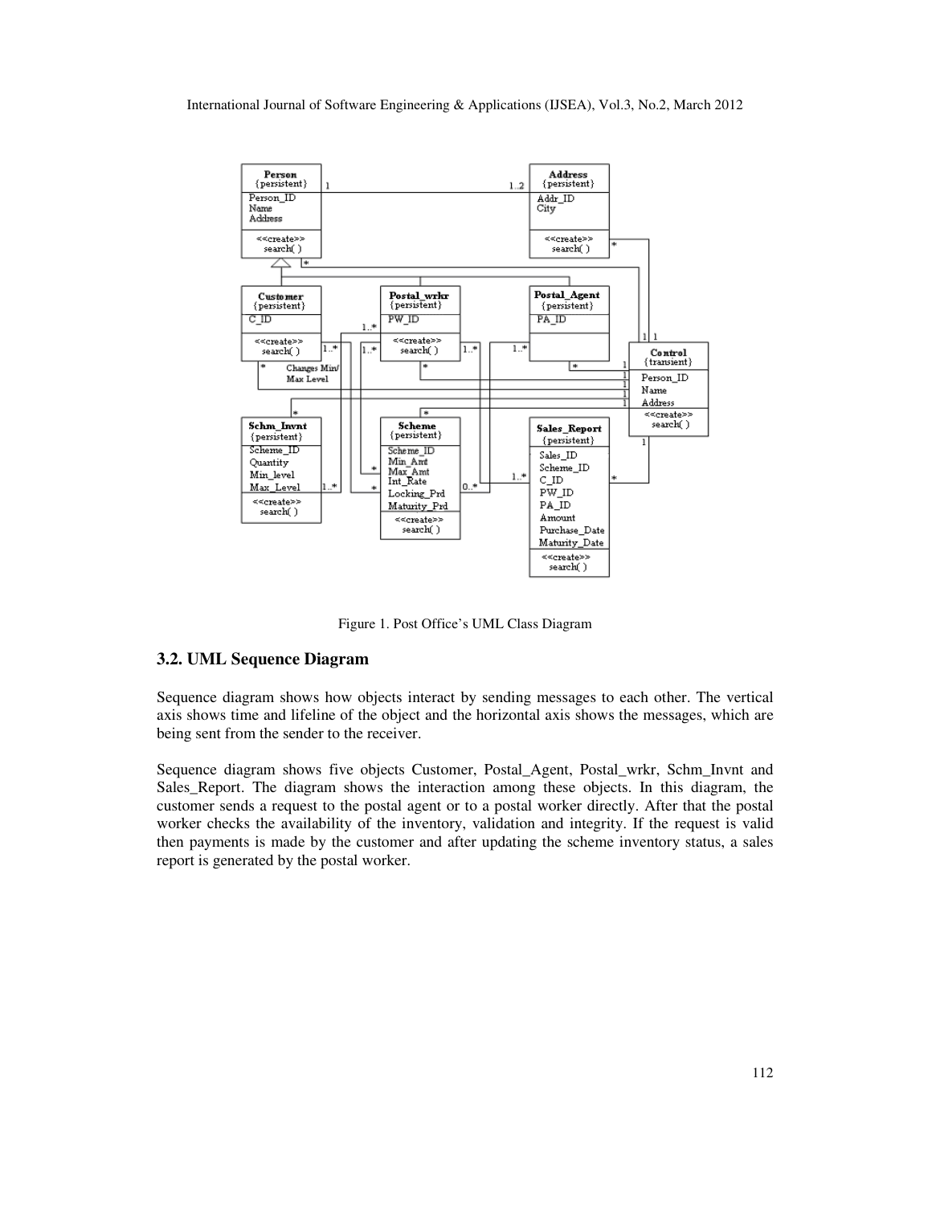Figure 1. Post Office's UML Class Diagram

### 3.2. UML Sequence Diagram

Sequence diagram shows how objects interact by sending messages to each other. The vertical axis shows time and lifeline of the object and the horizontal axis shows the messages, which are being sent from the sender to the receiver.

Sequence diagram shows five objects Customer, Postal_Agent, Postal_wrkr, Schm_Invnt and Sales_Report. The diagram shows the interaction among these objects. In this diagram, the customer sends a request to the postal agent or to a postal worker directly. After that the postal worker checks the availability of the inventory, validation and integrity. If the request is valid then payments is made by the customer and after updating the scheme inventory status, a sales report is generated by the postal worker.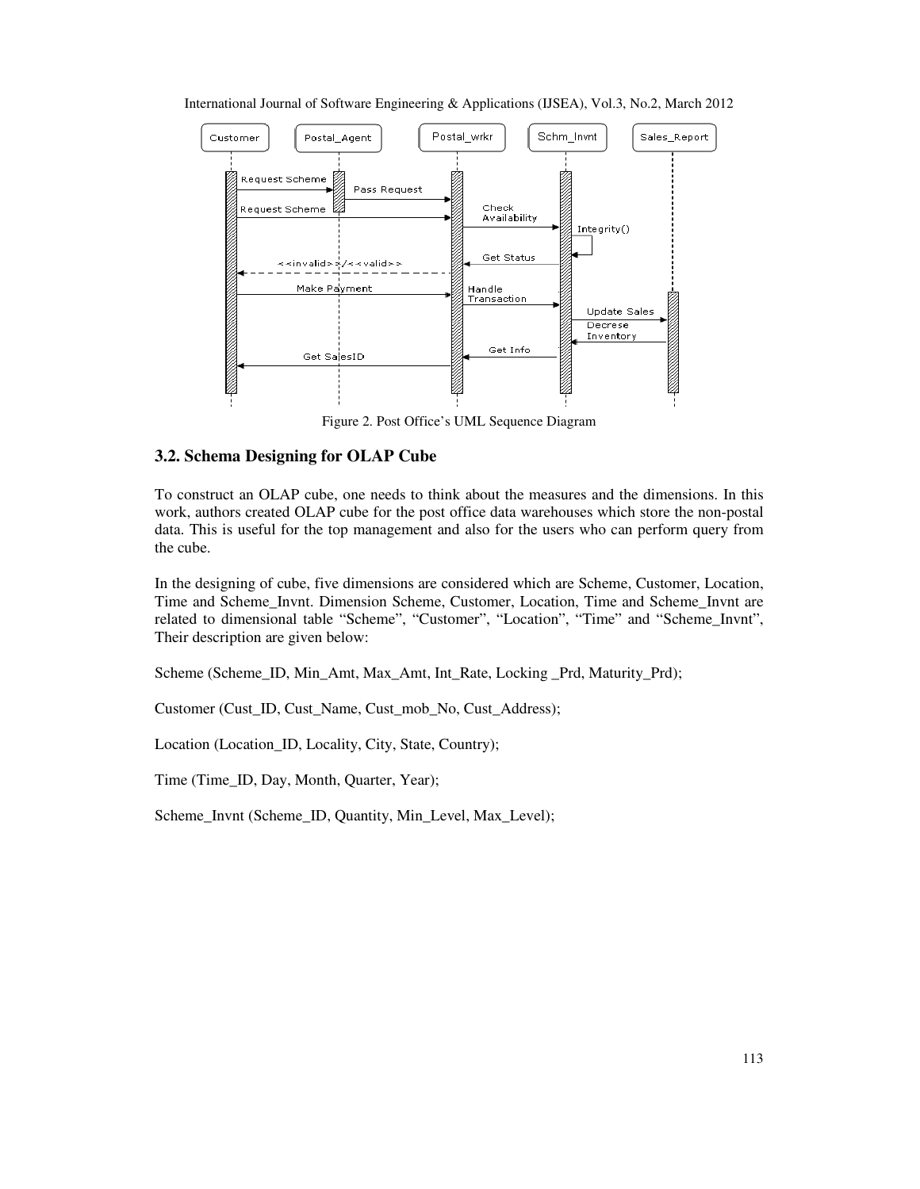Figure 2. Post Office's UML Sequence Diagram

### 3.2. Schema Designing for OLAP Cube

To construct an OLAP cube, one needs to think about the measures and the dimensions. In this work, authors created OLAP cube for the post office data warehouses which store the non-postal data. This is useful for the top management and also for the users who can perform query from the cube.

In the designing of cube, five dimensions are considered which are Scheme, Customer, Location, Time and Scheme_Invnt. Dimension Scheme, Customer, Location, Time and Scheme_Invnt are related to dimensional table "Scheme", "Customer", "Location", "Time" and "Scheme_Invnt", Their description are given below:

Scheme (Scheme_ID, Min_Amt, Max_Amt, Int_Rate, Locking _Prd, Maturity_Prd);

Customer (Cust_ID, Cust_Name, Cust_mob_No, Cust_Address);

Location (Location_ID, Locality, City, State, Country);

Time (Time_ID, Day, Month, Quarter, Year);

Scheme_Invnt (Scheme_ID, Quantity, Min_Level, Max_Level);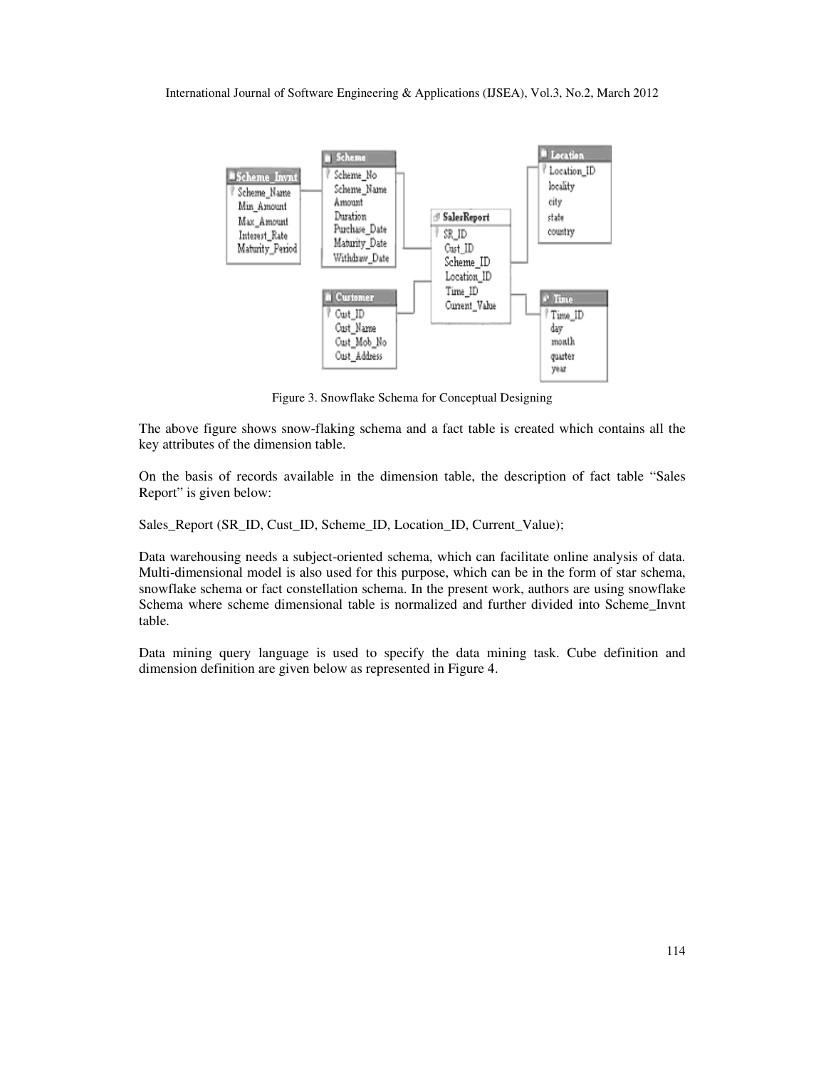Figure 3. Snowflake Schema for Conceptual Designing

The above figure shows snow-flaking schema and a fact table is created which contains all the key attributes of the dimension table.

On the basis of records available in the dimension table, the description of fact table "Sales Report" is given below:

Sales_Report (SR_ID, Cust_ID, Scheme_ID, Location_ID, Current_Value);

Data warehousing needs a subject-oriented schema, which can facilitate online analysis of data. Multi-dimensional model is also used for this purpose, which can be in the form of star schema, snowflake schema or fact constellation schema. In the present work, authors are using snowflake Schema where scheme dimensional table is normalized and further divided into Scheme_Invnt table.

Data mining query language is used to specify the data mining task. Cube definition and dimension definition are given below as represented in Figure 4.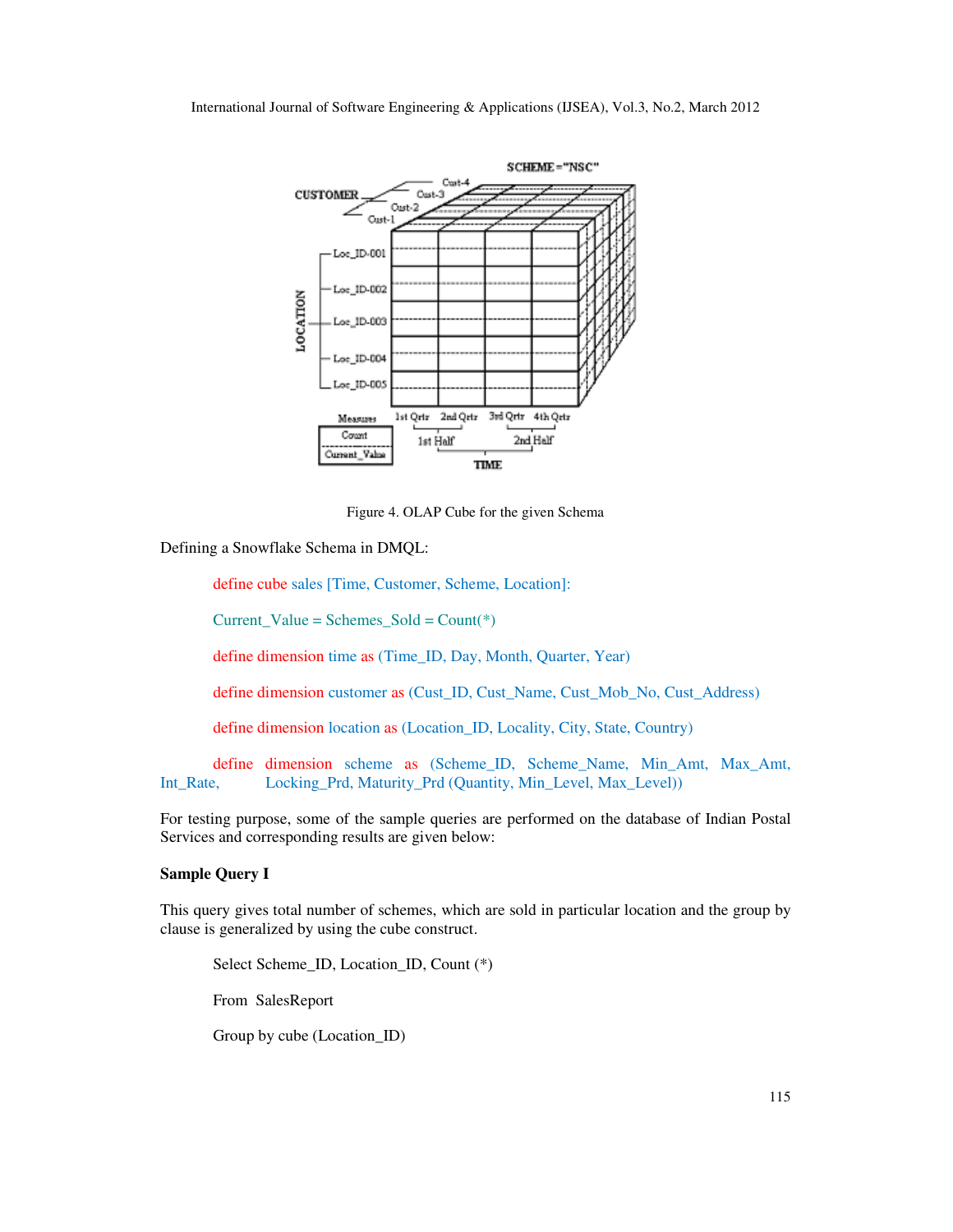Figure 4. OLAP Cube for the given Schema

Defining a Snowflake Schema in DMQL:

define cube sales [Time, Customer, Scheme, Location]:

Current_Value = Schemes_Sold = Count(*)

define dimension time as (Time_ID, Day, Month, Quarter, Year)

define dimension customer as (Cust_ID, Cust_Name, Cust_Mob_No, Cust_Address)

define dimension location as (Location_ID, Locality, City, State, Country)

define dimension scheme as (Scheme_ID, Scheme_Name, Min_Amt, Max_Amt, Int_Rate, Locking_Prd, Maturity_Prd (Quantity, Min_Level, Max_Level))

For testing purpose, some of the sample queries are performed on the database of Indian Postal Services and corresponding results are given below:

**Sample Query I**

This query gives total number of schemes, which are sold in particular location and the group by clause is generalized by using the cube construct.

```
Select Scheme_ID, Location_ID, Count (*)

From  SalesReport

Group by cube (Location_ID)
```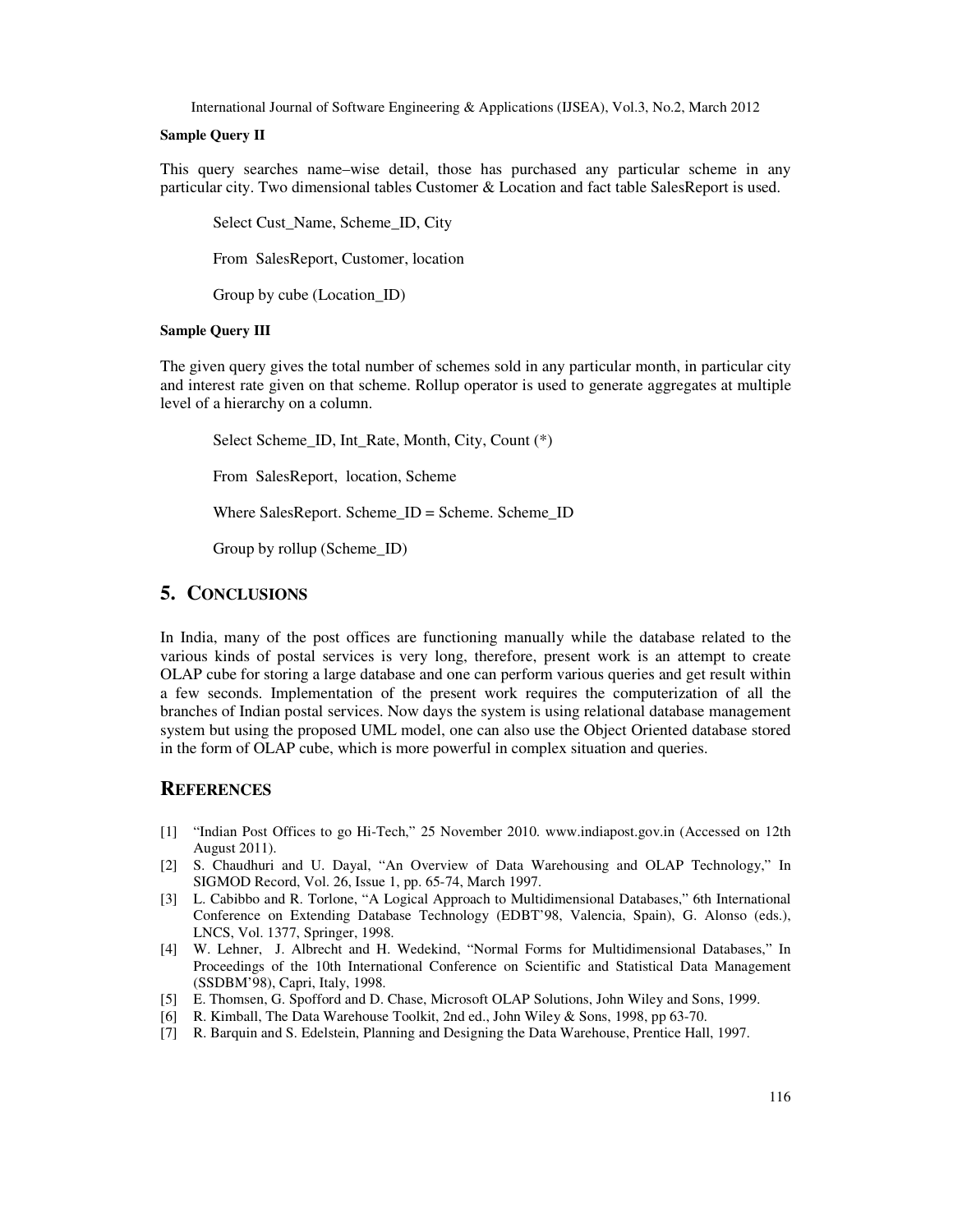**Sample Query II**

This query searches name–wise detail, those has purchased any particular scheme in any particular city. Two dimensional tables Customer & Location and fact table SalesReport is used.

```
Select Cust_Name, Scheme_ID, City

From  SalesReport, Customer, location

Group by cube (Location_ID)
```

**Sample Query III**

The given query gives the total number of schemes sold in any particular month, in particular city and interest rate given on that scheme. Rollup operator is used to generate aggregates at multiple level of a hierarchy on a column.

```
Select Scheme_ID, Int_Rate, Month, City, Count (*)

From  SalesReport,  location, Scheme

Where SalesReport. Scheme_ID = Scheme. Scheme_ID

Group by rollup (Scheme_ID)
```

## 5. CONCLUSIONS

In India, many of the post offices are functioning manually while the database related to the various kinds of postal services is very long, therefore, present work is an attempt to create OLAP cube for storing a large database and one can perform various queries and get result within a few seconds. Implementation of the present work requires the computerization of all the branches of Indian postal services. Now days the system is using relational database management system but using the proposed UML model, one can also use the Object Oriented database stored in the form of OLAP cube, which is more powerful in complex situation and queries.

## REFERENCES

[1] "Indian Post Offices to go Hi-Tech," 25 November 2010. www.indiapost.gov.in (Accessed on 12th August 2011).

[2] S. Chaudhuri and U. Dayal, "An Overview of Data Warehousing and OLAP Technology," In SIGMOD Record, Vol. 26, Issue 1, pp. 65-74, March 1997.

[3] L. Cabibbo and R. Torlone, "A Logical Approach to Multidimensional Databases," 6th International Conference on Extending Database Technology (EDBT'98, Valencia, Spain), G. Alonso (eds.), LNCS, Vol. 1377, Springer, 1998.

[4] W. Lehner, J. Albrecht and H. Wedekind, "Normal Forms for Multidimensional Databases," In Proceedings of the 10th International Conference on Scientific and Statistical Data Management (SSDBM'98), Capri, Italy, 1998.

[5] E. Thomsen, G. Spofford and D. Chase, Microsoft OLAP Solutions, John Wiley and Sons, 1999.

[6] R. Kimball, The Data Warehouse Toolkit, 2nd ed., John Wiley & Sons, 1998, pp 63-70.

[7] R. Barquin and S. Edelstein, Planning and Designing the Data Warehouse, Prentice Hall, 1997.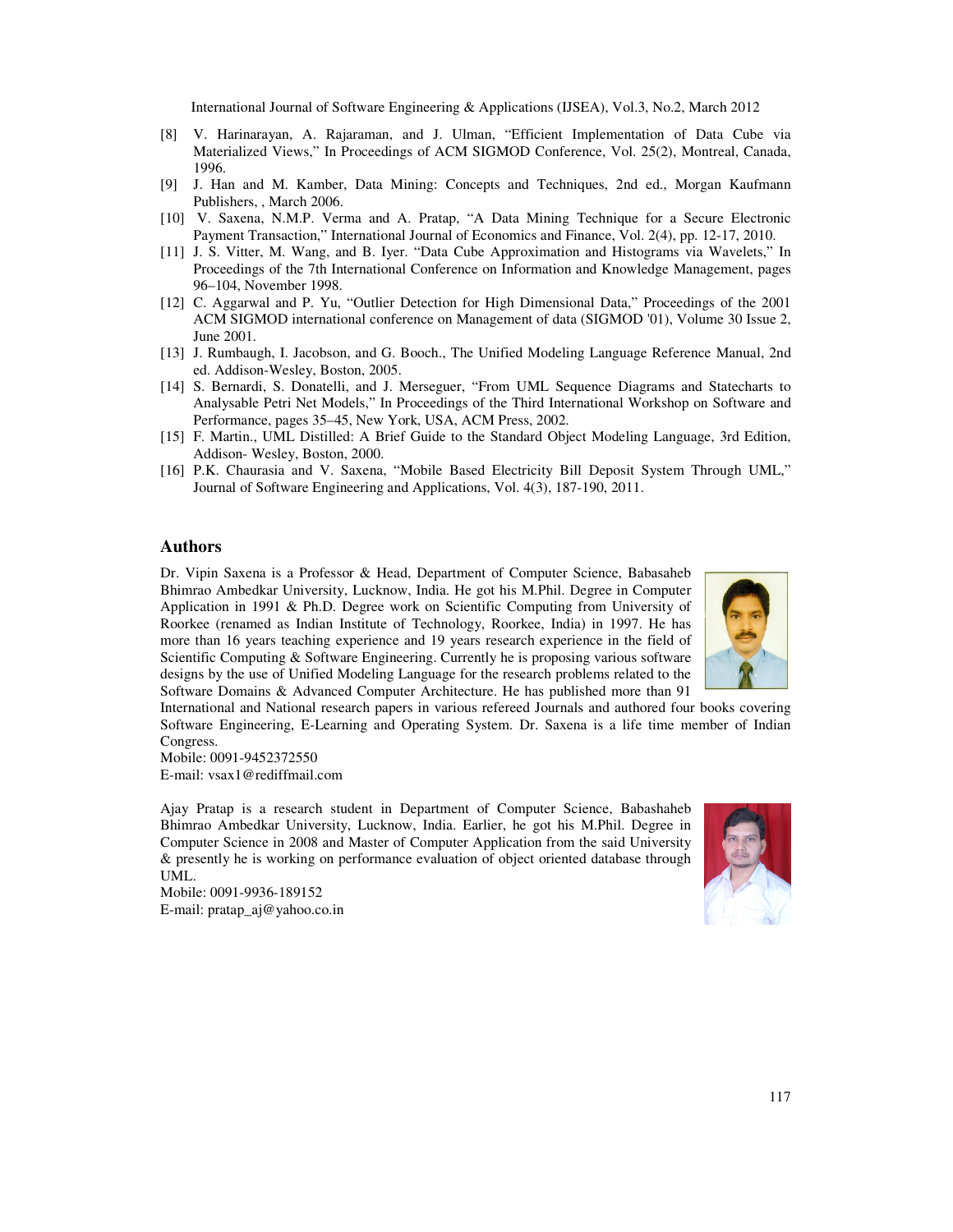[8] V. Harinarayan, A. Rajaraman, and J. Ulman, "Efficient Implementation of Data Cube via Materialized Views," In Proceedings of ACM SIGMOD Conference, Vol. 25(2), Montreal, Canada, 1996.

[9] J. Han and M. Kamber, Data Mining: Concepts and Techniques, 2nd ed., Morgan Kaufmann Publishers, , March 2006.

[10] V. Saxena, N.M.P. Verma and A. Pratap, "A Data Mining Technique for a Secure Electronic Payment Transaction," International Journal of Economics and Finance, Vol. 2(4), pp. 12-17, 2010.

[11] J. S. Vitter, M. Wang, and B. Iyer. "Data Cube Approximation and Histograms via Wavelets," In Proceedings of the 7th International Conference on Information and Knowledge Management, pages 96–104, November 1998.

[12] C. Aggarwal and P. Yu, "Outlier Detection for High Dimensional Data," Proceedings of the 2001 ACM SIGMOD international conference on Management of data (SIGMOD '01), Volume 30 Issue 2, June 2001.

[13] J. Rumbaugh, I. Jacobson, and G. Booch., The Unified Modeling Language Reference Manual, 2nd ed. Addison-Wesley, Boston, 2005.

[14] S. Bernardi, S. Donatelli, and J. Merseguer, "From UML Sequence Diagrams and Statecharts to Analysable Petri Net Models," In Proceedings of the Third International Workshop on Software and Performance, pages 35–45, New York, USA, ACM Press, 2002.

[15] F. Martin., UML Distilled: A Brief Guide to the Standard Object Modeling Language, 3rd Edition, Addison- Wesley, Boston, 2000.

[16] P.K. Chaurasia and V. Saxena, "Mobile Based Electricity Bill Deposit System Through UML," Journal of Software Engineering and Applications, Vol. 4(3), 187-190, 2011.

## Authors

Dr. Vipin Saxena is a Professor & Head, Department of Computer Science, Babasaheb Bhimrao Ambedkar University, Lucknow, India. He got his M.Phil. Degree in Computer Application in 1991 & Ph.D. Degree work on Scientific Computing from University of Roorkee (renamed as Indian Institute of Technology, Roorkee, India) in 1997. He has more than 16 years teaching experience and 19 years research experience in the field of Scientific Computing & Software Engineering. Currently he is proposing various software designs by the use of Unified Modeling Language for the research problems related to the Software Domains & Advanced Computer Architecture. He has published more than 91 International and National research papers in various refereed Journals and authored four books covering Software Engineering, E-Learning and Operating System. Dr. Saxena is a life time member of Indian Congress.
Mobile: 0091-9452372550
E-mail: vsax1@rediffmail.com

Ajay Pratap is a research student in Department of Computer Science, Babashaheb Bhimrao Ambedkar University, Lucknow, India. Earlier, he got his M.Phil. Degree in Computer Science in 2008 and Master of Computer Application from the said University & presently he is working on performance evaluation of object oriented database through UML.
Mobile: 0091-9936-189152
E-mail: pratap_aj@yahoo.co.in